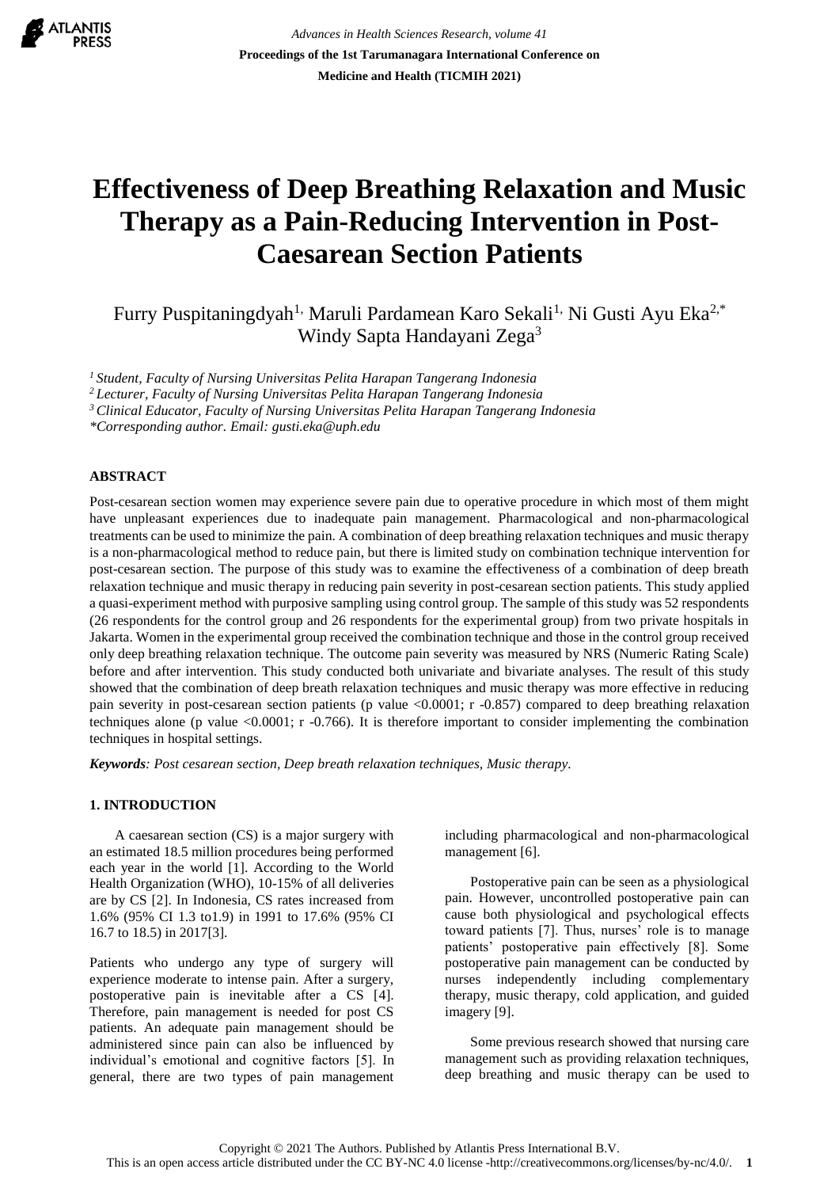# Effectiveness of Deep Breathing Relaxation and Music Therapy as a Pain-Reducing Intervention in Post-Caesarean Section Patients

Furry Puspitaningdyah[1], Maruli Pardamean Karo Sekali[1], Ni Gusti Ayu Eka[2,*] Windy Sapta Handayani Zega[3]

[1] *Student, Faculty of Nursing Universitas Pelita Harapan Tangerang Indonesia*
[2] *Lecturer, Faculty of Nursing Universitas Pelita Harapan Tangerang Indonesia*
[3] *Clinical Educator, Faculty of Nursing Universitas Pelita Harapan Tangerang Indonesia*
*\*Corresponding author. Email: gusti.eka@uph.edu*

## ABSTRACT

Post-cesarean section women may experience severe pain due to operative procedure in which most of them might have unpleasant experiences due to inadequate pain management. Pharmacological and non-pharmacological treatments can be used to minimize the pain. A combination of deep breathing relaxation techniques and music therapy is a non-pharmacological method to reduce pain, but there is limited study on combination technique intervention for post-cesarean section. The purpose of this study was to examine the effectiveness of a combination of deep breath relaxation technique and music therapy in reducing pain severity in post-cesarean section patients. This study applied a quasi-experiment method with purposive sampling using control group. The sample of this study was 52 respondents (26 respondents for the control group and 26 respondents for the experimental group) from two private hospitals in Jakarta. Women in the experimental group received the combination technique and those in the control group received only deep breathing relaxation technique. The outcome pain severity was measured by NRS (Numeric Rating Scale) before and after intervention. This study conducted both univariate and bivariate analyses. The result of this study showed that the combination of deep breath relaxation techniques and music therapy was more effective in reducing pain severity in post-cesarean section patients (p value <0.0001; r -0.857) compared to deep breathing relaxation techniques alone (p value <0.0001; r -0.766). It is therefore important to consider implementing the combination techniques in hospital settings.

***Keywords****: Post cesarean section, Deep breath relaxation techniques, Music therapy.*

## 1. INTRODUCTION

A caesarean section (CS) is a major surgery with an estimated 18.5 million procedures being performed each year in the world [1]. According to the World Health Organization (WHO), 10-15% of all deliveries are by CS [2]. In Indonesia, CS rates increased from 1.6% (95% CI 1.3 to1.9) in 1991 to 17.6% (95% CI 16.7 to 18.5) in 2017[3].

Patients who undergo any type of surgery will experience moderate to intense pain. After a surgery, postoperative pain is inevitable after a CS [4]. Therefore, pain management is needed for post CS patients. An adequate pain management should be administered since pain can also be influenced by individual's emotional and cognitive factors [5]. In general, there are two types of pain management including pharmacological and non-pharmacological management [6].

Postoperative pain can be seen as a physiological pain. However, uncontrolled postoperative pain can cause both physiological and psychological effects toward patients [7]. Thus, nurses' role is to manage patients' postoperative pain effectively [8]. Some postoperative pain management can be conducted by nurses independently including complementary therapy, music therapy, cold application, and guided imagery [9].

Some previous research showed that nursing care management such as providing relaxation techniques, deep breathing and music therapy can be used to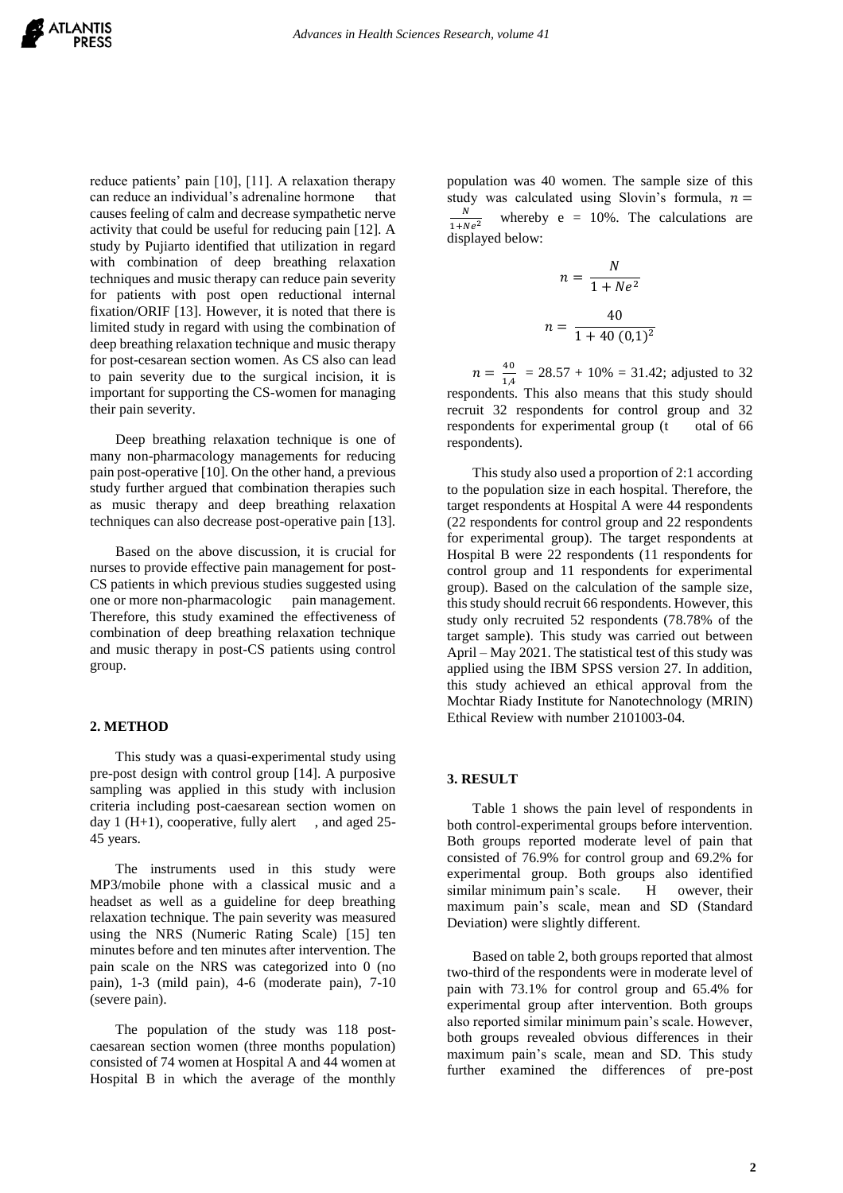reduce patients' pain [10], [11]. A relaxation therapy can reduce an individual's adrenaline hormone that causes feeling of calm and decrease sympathetic nerve activity that could be useful for reducing pain [12]. A study by Pujiarto identified that utilization in regard with combination of deep breathing relaxation techniques and music therapy can reduce pain severity for patients with post open reductional internal fixation/ORIF [13]. However, it is noted that there is limited study in regard with using the combination of deep breathing relaxation technique and music therapy for post-cesarean section women. As CS also can lead to pain severity due to the surgical incision, it is important for supporting the CS-women for managing their pain severity.

Deep breathing relaxation technique is one of many non-pharmacology managements for reducing pain post-operative [10]. On the other hand, a previous study further argued that combination therapies such as music therapy and deep breathing relaxation techniques can also decrease post-operative pain [13].

Based on the above discussion, it is crucial for nurses to provide effective pain management for post-CS patients in which previous studies suggested using one or more non-pharmacologic pain management. Therefore, this study examined the effectiveness of combination of deep breathing relaxation technique and music therapy in post-CS patients using control group.

## 2. METHOD

This study was a quasi-experimental study using pre-post design with control group [14]. A purposive sampling was applied in this study with inclusion criteria including post-caesarean section women on day 1 (H+1), cooperative, fully alert , and aged 25-45 years.

The instruments used in this study were MP3/mobile phone with a classical music and a headset as well as a guideline for deep breathing relaxation technique. The pain severity was measured using the NRS (Numeric Rating Scale) [15] ten minutes before and ten minutes after intervention. The pain scale on the NRS was categorized into 0 (no pain), 1-3 (mild pain), 4-6 (moderate pain), 7-10 (severe pain).

The population of the study was 118 post-caesarean section women (three months population) consisted of 74 women at Hospital A and 44 women at Hospital B in which the average of the monthly population was 40 women. The sample size of this study was calculated using Slovin's formula, $n = \frac{N}{1+Ne^2}$ whereby e = 10%. The calculations are displayed below:

$$n = \frac{N}{1 + Ne^2}$$

$$n = \frac{40}{1 + 40\,(0{,}1)^2}$$

$n = \frac{40}{1{,}4}$ = 28.57 + 10% = 31.42; adjusted to 32 respondents. This also means that this study should recruit 32 respondents for control group and 32 respondents for experimental group (total of 66 respondents).

This study also used a proportion of 2:1 according to the population size in each hospital. Therefore, the target respondents at Hospital A were 44 respondents (22 respondents for control group and 22 respondents for experimental group). The target respondents at Hospital B were 22 respondents (11 respondents for control group and 11 respondents for experimental group). Based on the calculation of the sample size, this study should recruit 66 respondents. However, this study only recruited 52 respondents (78.78% of the target sample). This study was carried out between April – May 2021. The statistical test of this study was applied using the IBM SPSS version 27. In addition, this study achieved an ethical approval from the Mochtar Riady Institute for Nanotechnology (MRIN) Ethical Review with number 2101003-04.

## 3. RESULT

Table 1 shows the pain level of respondents in both control-experimental groups before intervention. Both groups reported moderate level of pain that consisted of 76.9% for control group and 69.2% for experimental group. Both groups also identified similar minimum pain's scale. However, their maximum pain's scale, mean and SD (Standard Deviation) were slightly different.

Based on table 2, both groups reported that almost two-third of the respondents were in moderate level of pain with 73.1% for control group and 65.4% for experimental group after intervention. Both groups also reported similar minimum pain's scale. However, both groups revealed obvious differences in their maximum pain's scale, mean and SD. This study further examined the differences of pre-post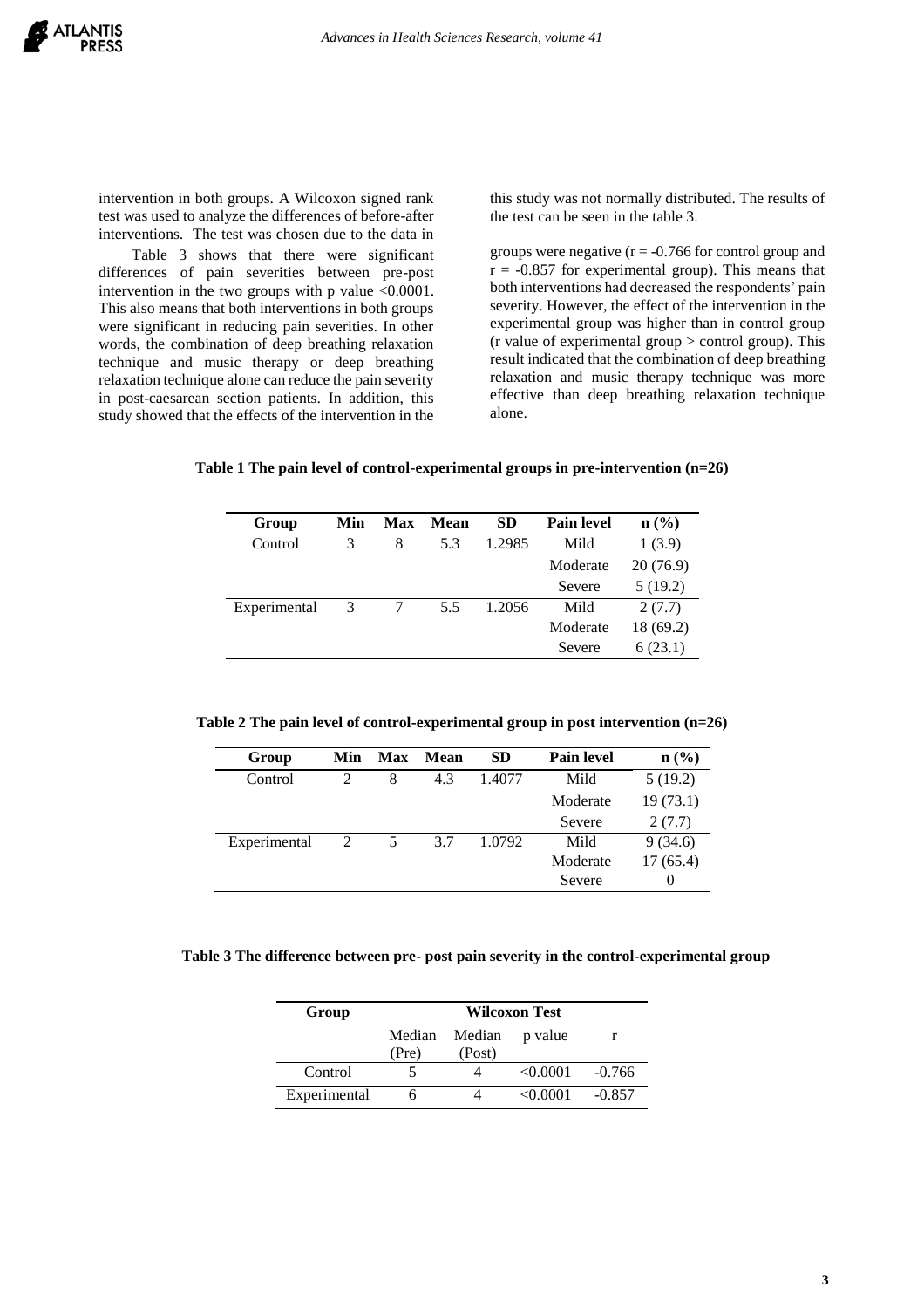intervention in both groups. A Wilcoxon signed rank test was used to analyze the differences of before-after interventions. The test was chosen due to the data in this study was not normally distributed. The results of the test can be seen in the table 3.

Table 3 shows that there were significant differences of pain severities between pre-post intervention in the two groups with p value <0.0001. This also means that both interventions in both groups were significant in reducing pain severities. In other words, the combination of deep breathing relaxation technique and music therapy or deep breathing relaxation technique alone can reduce the pain severity in post-caesarean section patients. In addition, this study showed that the effects of the intervention in the groups were negative (r = -0.766 for control group and r = -0.857 for experimental group). This means that both interventions had decreased the respondents' pain severity. However, the effect of the intervention in the experimental group was higher than in control group (r value of experimental group > control group). This result indicated that the combination of deep breathing relaxation and music therapy technique was more effective than deep breathing relaxation technique alone.

**Table 1 The pain level of control-experimental groups in pre-intervention (n=26)**

| Group | Min | Max | Mean | SD | Pain level | n (%) |
|---|---|---|---|---|---|---|
| Control | 3 | 8 | 5.3 | 1.2985 | Mild | 1 (3.9) |
| | | | | | Moderate | 20 (76.9) |
| | | | | | Severe | 5 (19.2) |
| Experimental | 3 | 7 | 5.5 | 1.2056 | Mild | 2 (7.7) |
| | | | | | Moderate | 18 (69.2) |
| | | | | | Severe | 6 (23.1) |

**Table 2 The pain level of control-experimental group in post intervention (n=26)**

| Group | Min | Max | Mean | SD | Pain level | n (%) |
|---|---|---|---|---|---|---|
| Control | 2 | 8 | 4.3 | 1.4077 | Mild | 5 (19.2) |
| | | | | | Moderate | 19 (73.1) |
| | | | | | Severe | 2 (7.7) |
| Experimental | 2 | 5 | 3.7 | 1.0792 | Mild | 9 (34.6) |
| | | | | | Moderate | 17 (65.4) |
| | | | | | Severe | 0 |

**Table 3 The difference between pre- post pain severity in the control-experimental group**

| Group | Wilcoxon Test | | | |
|---|---|---|---|---|
| | Median (Pre) | Median (Post) | p value | r |
| Control | 5 | 4 | <0.0001 | -0.766 |
| Experimental | 6 | 4 | <0.0001 | -0.857 |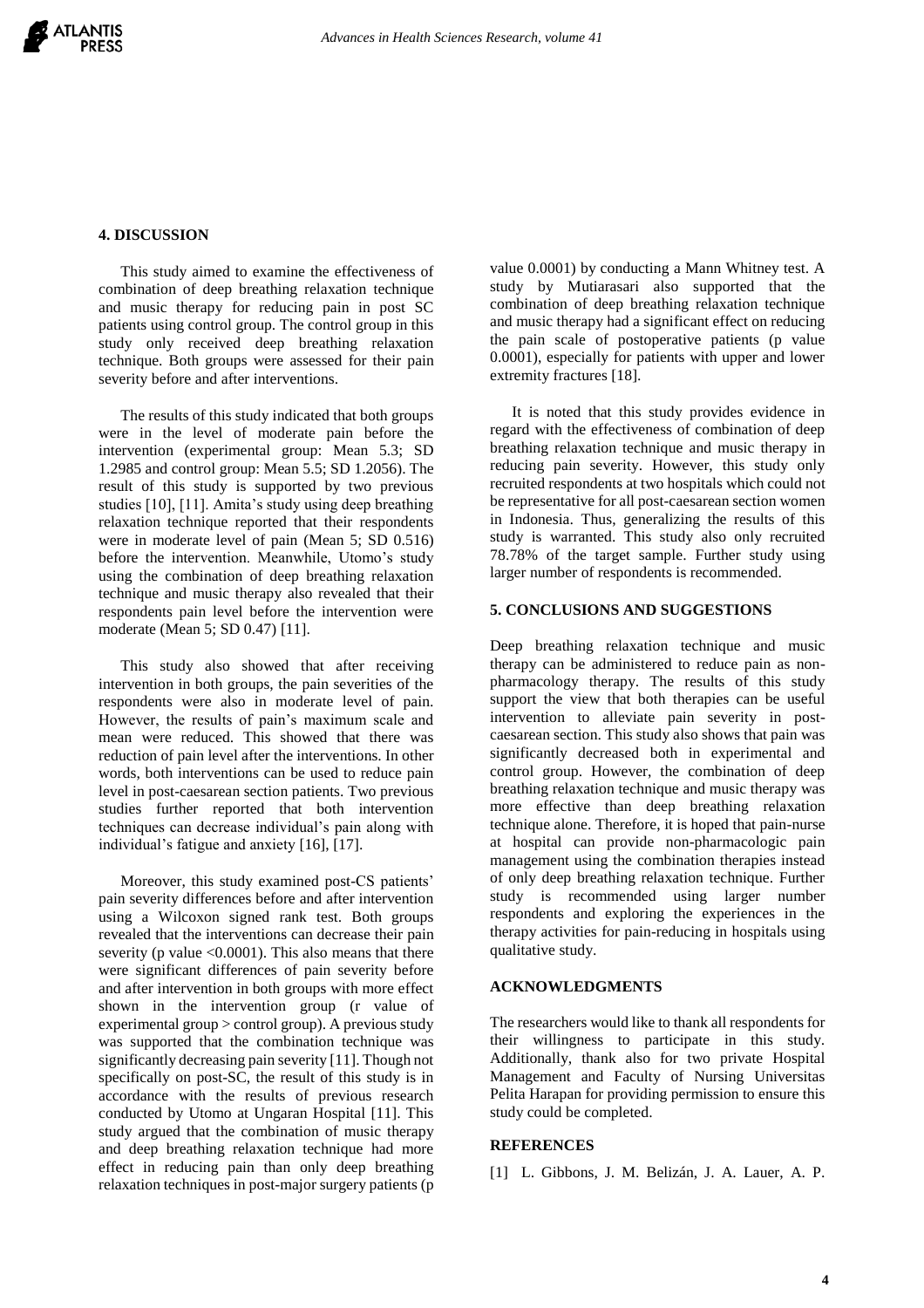## 4. DISCUSSION

This study aimed to examine the effectiveness of combination of deep breathing relaxation technique and music therapy for reducing pain in post SC patients using control group. The control group in this study only received deep breathing relaxation technique. Both groups were assessed for their pain severity before and after interventions.

The results of this study indicated that both groups were in the level of moderate pain before the intervention (experimental group: Mean 5.3; SD 1.2985 and control group: Mean 5.5; SD 1.2056). The result of this study is supported by two previous studies [10], [11]. Amita's study using deep breathing relaxation technique reported that their respondents were in moderate level of pain (Mean 5; SD 0.516) before the intervention. Meanwhile, Utomo's study using the combination of deep breathing relaxation technique and music therapy also revealed that their respondents pain level before the intervention were moderate (Mean 5; SD 0.47) [11].

This study also showed that after receiving intervention in both groups, the pain severities of the respondents were also in moderate level of pain. However, the results of pain's maximum scale and mean were reduced. This showed that there was reduction of pain level after the interventions. In other words, both interventions can be used to reduce pain level in post-caesarean section patients. Two previous studies further reported that both intervention techniques can decrease individual's pain along with individual's fatigue and anxiety [16], [17].

Moreover, this study examined post-CS patients' pain severity differences before and after intervention using a Wilcoxon signed rank test. Both groups revealed that the interventions can decrease their pain severity (p value <0.0001). This also means that there were significant differences of pain severity before and after intervention in both groups with more effect shown in the intervention group (r value of experimental group > control group). A previous study was supported that the combination technique was significantly decreasing pain severity [11]. Though not specifically on post-SC, the result of this study is in accordance with the results of previous research conducted by Utomo at Ungaran Hospital [11]. This study argued that the combination of music therapy and deep breathing relaxation technique had more effect in reducing pain than only deep breathing relaxation techniques in post-major surgery patients (p value 0.0001) by conducting a Mann Whitney test. A study by Mutiarasari also supported that the combination of deep breathing relaxation technique and music therapy had a significant effect on reducing the pain scale of postoperative patients (p value 0.0001), especially for patients with upper and lower extremity fractures [18].

It is noted that this study provides evidence in regard with the effectiveness of combination of deep breathing relaxation technique and music therapy in reducing pain severity. However, this study only recruited respondents at two hospitals which could not be representative for all post-caesarean section women in Indonesia. Thus, generalizing the results of this study is warranted. This study also only recruited 78.78% of the target sample. Further study using larger number of respondents is recommended.

## 5. CONCLUSIONS AND SUGGESTIONS

Deep breathing relaxation technique and music therapy can be administered to reduce pain as non-pharmacology therapy. The results of this study support the view that both therapies can be useful intervention to alleviate pain severity in post-caesarean section. This study also shows that pain was significantly decreased both in experimental and control group. However, the combination of deep breathing relaxation technique and music therapy was more effective than deep breathing relaxation technique alone. Therefore, it is hoped that pain-nurse at hospital can provide non-pharmacologic pain management using the combination therapies instead of only deep breathing relaxation technique. Further study is recommended using larger number respondents and exploring the experiences in the therapy activities for pain-reducing in hospitals using qualitative study.

## ACKNOWLEDGMENTS

The researchers would like to thank all respondents for their willingness to participate in this study. Additionally, thank also for two private Hospital Management and Faculty of Nursing Universitas Pelita Harapan for providing permission to ensure this study could be completed.

## REFERENCES

[1] L. Gibbons, J. M. Belizán, J. A. Lauer, A. P.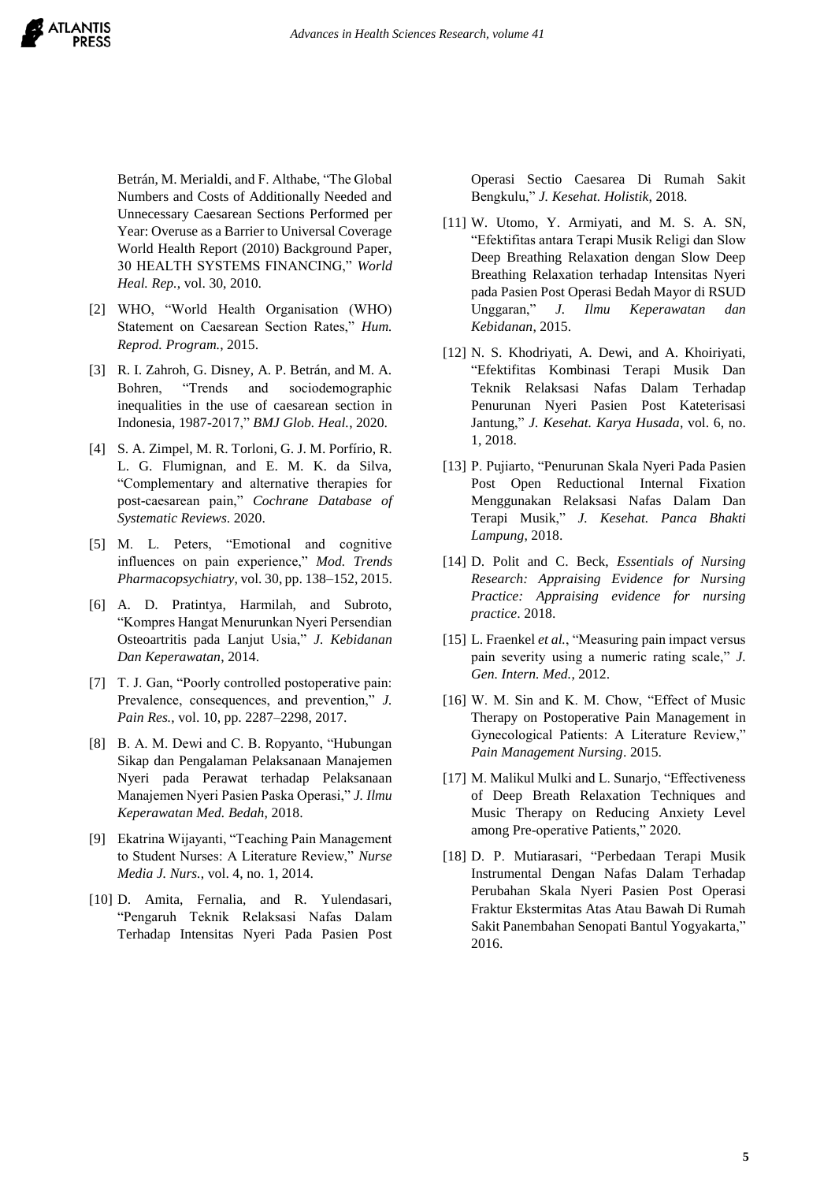Betrán, M. Merialdi, and F. Althabe, "The Global Numbers and Costs of Additionally Needed and Unnecessary Caesarean Sections Performed per Year: Overuse as a Barrier to Universal Coverage World Health Report (2010) Background Paper, 30 HEALTH SYSTEMS FINANCING," *World Heal. Rep.*, vol. 30, 2010.

[2] WHO, "World Health Organisation (WHO) Statement on Caesarean Section Rates," *Hum. Reprod. Program.*, 2015.

[3] R. I. Zahroh, G. Disney, A. P. Betrán, and M. A. Bohren, "Trends and sociodemographic inequalities in the use of caesarean section in Indonesia, 1987-2017," *BMJ Glob. Heal.*, 2020.

[4] S. A. Zimpel, M. R. Torloni, G. J. M. Porfírio, R. L. G. Flumignan, and E. M. K. da Silva, "Complementary and alternative therapies for post-caesarean pain," *Cochrane Database of Systematic Reviews*. 2020.

[5] M. L. Peters, "Emotional and cognitive influences on pain experience," *Mod. Trends Pharmacopsychiatry*, vol. 30, pp. 138–152, 2015.

[6] A. D. Pratintya, Harmilah, and Subroto, "Kompres Hangat Menurunkan Nyeri Persendian Osteoartritis pada Lanjut Usia," *J. Kebidanan Dan Keperawatan*, 2014.

[7] T. J. Gan, "Poorly controlled postoperative pain: Prevalence, consequences, and prevention," *J. Pain Res.*, vol. 10, pp. 2287–2298, 2017.

[8] B. A. M. Dewi and C. B. Ropyanto, "Hubungan Sikap dan Pengalaman Pelaksanaan Manajemen Nyeri pada Perawat terhadap Pelaksanaan Manajemen Nyeri Pasien Paska Operasi," *J. Ilmu Keperawatan Med. Bedah*, 2018.

[9] Ekatrina Wijayanti, "Teaching Pain Management to Student Nurses: A Literature Review," *Nurse Media J. Nurs.*, vol. 4, no. 1, 2014.

[10] D. Amita, Fernalia, and R. Yulendasari, "Pengaruh Teknik Relaksasi Nafas Dalam Terhadap Intensitas Nyeri Pada Pasien Post Operasi Sectio Caesarea Di Rumah Sakit Bengkulu," *J. Kesehat. Holistik*, 2018.

[11] W. Utomo, Y. Armiyati, and M. S. A. SN, "Efektifitas antara Terapi Musik Religi dan Slow Deep Breathing Relaxation dengan Slow Deep Breathing Relaxation terhadap Intensitas Nyeri pada Pasien Post Operasi Bedah Mayor di RSUD Unggaran," *J. Ilmu Keperawatan dan Kebidanan*, 2015.

[12] N. S. Khodriyati, A. Dewi, and A. Khoiriyati, "Efektifitas Kombinasi Terapi Musik Dan Teknik Relaksasi Nafas Dalam Terhadap Penurunan Nyeri Pasien Post Kateterisasi Jantung," *J. Kesehat. Karya Husada*, vol. 6, no. 1, 2018.

[13] P. Pujiarto, "Penurunan Skala Nyeri Pada Pasien Post Open Reductional Internal Fixation Menggunakan Relaksasi Nafas Dalam Dan Terapi Musik," *J. Kesehat. Panca Bhakti Lampung*, 2018.

[14] D. Polit and C. Beck, *Essentials of Nursing Research: Appraising Evidence for Nursing Practice: Appraising evidence for nursing practice*. 2018.

[15] L. Fraenkel *et al.*, "Measuring pain impact versus pain severity using a numeric rating scale," *J. Gen. Intern. Med.*, 2012.

[16] W. M. Sin and K. M. Chow, "Effect of Music Therapy on Postoperative Pain Management in Gynecological Patients: A Literature Review," *Pain Management Nursing*. 2015.

[17] M. Malikul Mulki and L. Sunarjo, "Effectiveness of Deep Breath Relaxation Techniques and Music Therapy on Reducing Anxiety Level among Pre-operative Patients," 2020.

[18] D. P. Mutiarasari, "Perbedaan Terapi Musik Instrumental Dengan Nafas Dalam Terhadap Perubahan Skala Nyeri Pasien Post Operasi Fraktur Ekstermitas Atas Atau Bawah Di Rumah Sakit Panembahan Senopati Bantul Yogyakarta," 2016.